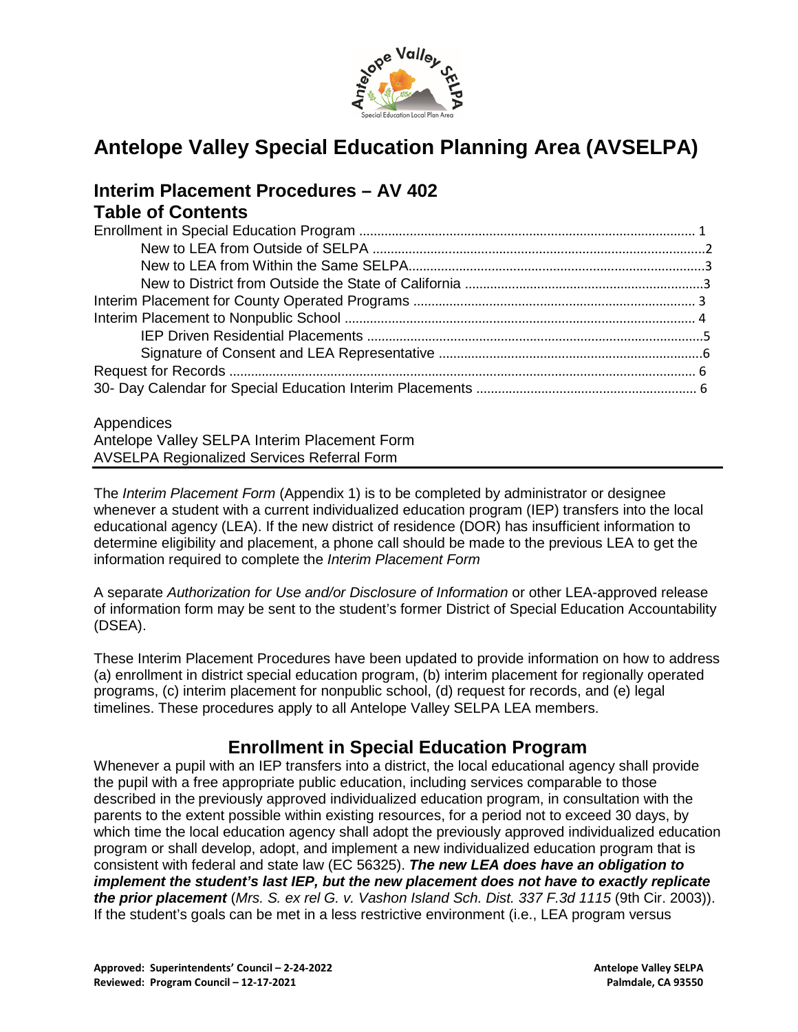# Antelope Valley Special Education Planning Area (AVSELPA)

## Interim Placement Procedures – AV 402

## Table of Contents

Enrollment in Special Education Program ..... 1
- New to LEA from Outside of SELPA ..... 2
- New to LEA from Within the Same SELPA ..... 3
- New to District from Outside the State of California ..... 3

Interim Placement for County Operated Programs ..... 3
Interim Placement to Nonpublic School ..... 4
- IEP Driven Residential Placements ..... 5
- Signature of Consent and LEA Representative ..... 6

Request for Records ..... 6
30- Day Calendar for Special Education Interim Placements ..... 6

Appendices
Antelope Valley SELPA Interim Placement Form
AVSELPA Regionalized Services Referral Form

---

The *Interim Placement Form* (Appendix 1) is to be completed by administrator or designee whenever a student with a current individualized education program (IEP) transfers into the local educational agency (LEA). If the new district of residence (DOR) has insufficient information to determine eligibility and placement, a phone call should be made to the previous LEA to get the information required to complete the *Interim Placement Form*

A separate *Authorization for Use and/or Disclosure of Information* or other LEA-approved release of information form may be sent to the student's former District of Special Education Accountability (DSEA).

These Interim Placement Procedures have been updated to provide information on how to address (a) enrollment in district special education program, (b) interim placement for regionally operated programs, (c) interim placement for nonpublic school, (d) request for records, and (e) legal timelines. These procedures apply to all Antelope Valley SELPA LEA members.

## Enrollment in Special Education Program

Whenever a pupil with an IEP transfers into a district, the local educational agency shall provide the pupil with a free appropriate public education, including services comparable to those described in the previously approved individualized education program, in consultation with the parents to the extent possible within existing resources, for a period not to exceed 30 days, by which time the local education agency shall adopt the previously approved individualized education program or shall develop, adopt, and implement a new individualized education program that is consistent with federal and state law (EC 56325). ***The new LEA does have an obligation to implement the student's last IEP, but the new placement does not have to exactly replicate the prior placement*** (*Mrs. S. ex rel G. v. Vashon Island Sch. Dist. 337 F.3d 1115* (9th Cir. 2003)). If the student's goals can be met in a less restrictive environment (i.e., LEA program versus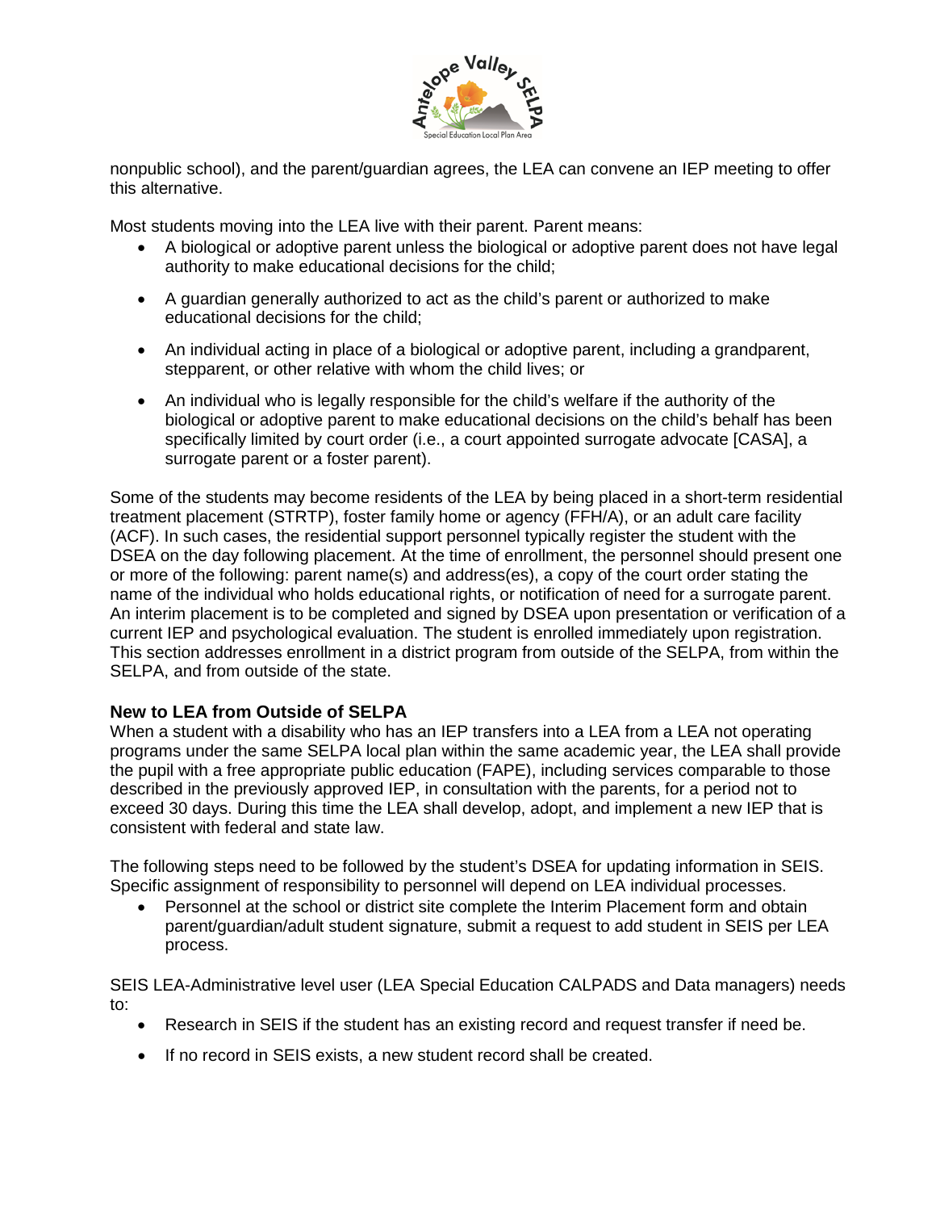nonpublic school), and the parent/guardian agrees, the LEA can convene an IEP meeting to offer this alternative.

Most students moving into the LEA live with their parent. Parent means:

- A biological or adoptive parent unless the biological or adoptive parent does not have legal authority to make educational decisions for the child;
- A guardian generally authorized to act as the child's parent or authorized to make educational decisions for the child;
- An individual acting in place of a biological or adoptive parent, including a grandparent, stepparent, or other relative with whom the child lives; or
- An individual who is legally responsible for the child's welfare if the authority of the biological or adoptive parent to make educational decisions on the child's behalf has been specifically limited by court order (i.e., a court appointed surrogate advocate [CASA], a surrogate parent or a foster parent).

Some of the students may become residents of the LEA by being placed in a short-term residential treatment placement (STRTP), foster family home or agency (FFH/A), or an adult care facility (ACF). In such cases, the residential support personnel typically register the student with the DSEA on the day following placement. At the time of enrollment, the personnel should present one or more of the following: parent name(s) and address(es), a copy of the court order stating the name of the individual who holds educational rights, or notification of need for a surrogate parent. An interim placement is to be completed and signed by DSEA upon presentation or verification of a current IEP and psychological evaluation. The student is enrolled immediately upon registration. This section addresses enrollment in a district program from outside of the SELPA, from within the SELPA, and from outside of the state.

### New to LEA from Outside of SELPA

When a student with a disability who has an IEP transfers into a LEA from a LEA not operating programs under the same SELPA local plan within the same academic year, the LEA shall provide the pupil with a free appropriate public education (FAPE), including services comparable to those described in the previously approved IEP, in consultation with the parents, for a period not to exceed 30 days. During this time the LEA shall develop, adopt, and implement a new IEP that is consistent with federal and state law.

The following steps need to be followed by the student's DSEA for updating information in SEIS. Specific assignment of responsibility to personnel will depend on LEA individual processes.

- Personnel at the school or district site complete the Interim Placement form and obtain parent/guardian/adult student signature, submit a request to add student in SEIS per LEA process.

SEIS LEA-Administrative level user (LEA Special Education CALPADS and Data managers) needs to:

- Research in SEIS if the student has an existing record and request transfer if need be.
- If no record in SEIS exists, a new student record shall be created.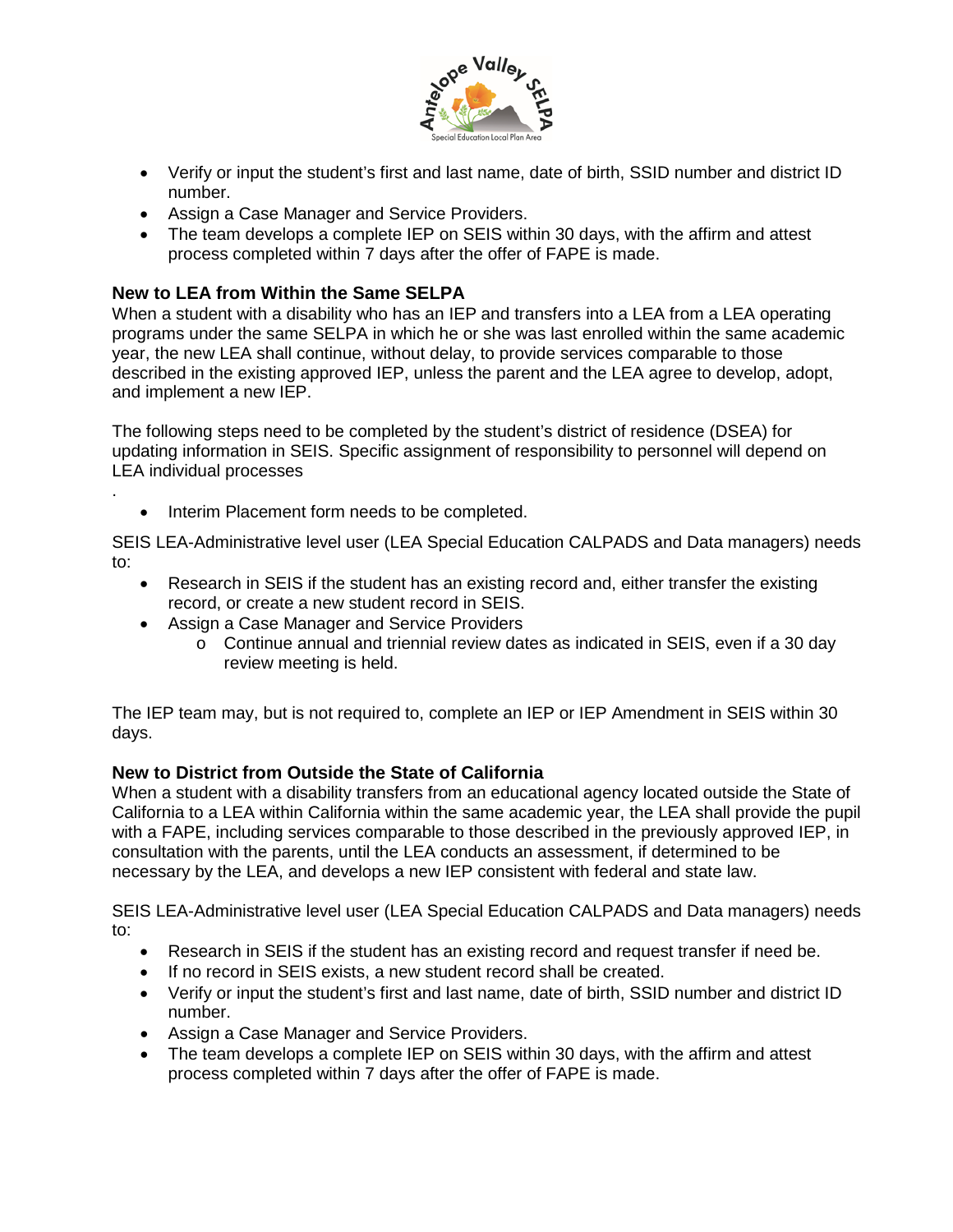- Verify or input the student's first and last name, date of birth, SSID number and district ID number.
- Assign a Case Manager and Service Providers.
- The team develops a complete IEP on SEIS within 30 days, with the affirm and attest process completed within 7 days after the offer of FAPE is made.

### New to LEA from Within the Same SELPA

When a student with a disability who has an IEP and transfers into a LEA from a LEA operating programs under the same SELPA in which he or she was last enrolled within the same academic year, the new LEA shall continue, without delay, to provide services comparable to those described in the existing approved IEP, unless the parent and the LEA agree to develop, adopt, and implement a new IEP.

The following steps need to be completed by the student's district of residence (DSEA) for updating information in SEIS. Specific assignment of responsibility to personnel will depend on LEA individual processes

.

- Interim Placement form needs to be completed.

SEIS LEA-Administrative level user (LEA Special Education CALPADS and Data managers) needs to:

- Research in SEIS if the student has an existing record and, either transfer the existing record, or create a new student record in SEIS.
- Assign a Case Manager and Service Providers
  - Continue annual and triennial review dates as indicated in SEIS, even if a 30 day review meeting is held.

The IEP team may, but is not required to, complete an IEP or IEP Amendment in SEIS within 30 days.

### New to District from Outside the State of California

When a student with a disability transfers from an educational agency located outside the State of California to a LEA within California within the same academic year, the LEA shall provide the pupil with a FAPE, including services comparable to those described in the previously approved IEP, in consultation with the parents, until the LEA conducts an assessment, if determined to be necessary by the LEA, and develops a new IEP consistent with federal and state law.

SEIS LEA-Administrative level user (LEA Special Education CALPADS and Data managers) needs to:

- Research in SEIS if the student has an existing record and request transfer if need be.
- If no record in SEIS exists, a new student record shall be created.
- Verify or input the student's first and last name, date of birth, SSID number and district ID number.
- Assign a Case Manager and Service Providers.
- The team develops a complete IEP on SEIS within 30 days, with the affirm and attest process completed within 7 days after the offer of FAPE is made.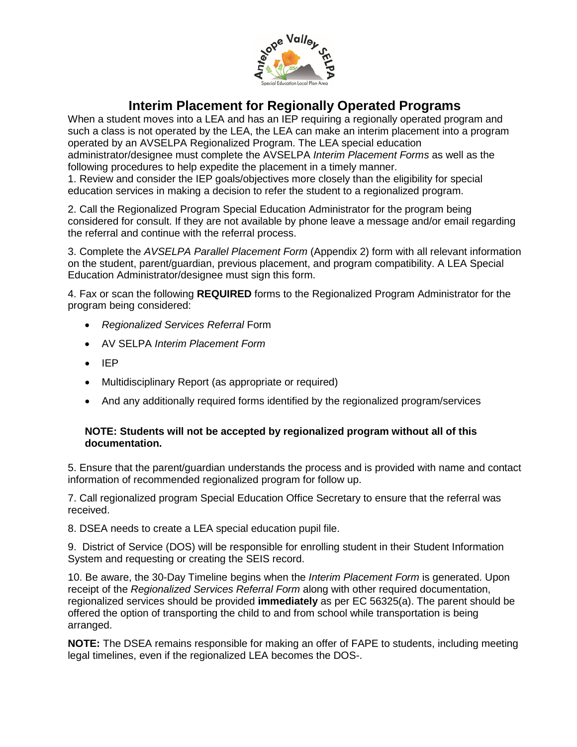# Interim Placement for Regionally Operated Programs

When a student moves into a LEA and has an IEP requiring a regionally operated program and such a class is not operated by the LEA, the LEA can make an interim placement into a program operated by an AVSELPA Regionalized Program. The LEA special education administrator/designee must complete the AVSELPA *Interim Placement Forms* as well as the following procedures to help expedite the placement in a timely manner.

1. Review and consider the IEP goals/objectives more closely than the eligibility for special education services in making a decision to refer the student to a regionalized program.

2. Call the Regionalized Program Special Education Administrator for the program being considered for consult. If they are not available by phone leave a message and/or email regarding the referral and continue with the referral process.

3. Complete the *AVSELPA Parallel Placement Form* (Appendix 2) form with all relevant information on the student, parent/guardian, previous placement, and program compatibility. A LEA Special Education Administrator/designee must sign this form.

4. Fax or scan the following **REQUIRED** forms to the Regionalized Program Administrator for the program being considered:

- *Regionalized Services Referral* Form
- AV SELPA *Interim Placement Form*
- IEP
- Multidisciplinary Report (as appropriate or required)
- And any additionally required forms identified by the regionalized program/services

**NOTE: Students will not be accepted by regionalized program without all of this documentation.**

5. Ensure that the parent/guardian understands the process and is provided with name and contact information of recommended regionalized program for follow up.

7. Call regionalized program Special Education Office Secretary to ensure that the referral was received.

8. DSEA needs to create a LEA special education pupil file.

9. District of Service (DOS) will be responsible for enrolling student in their Student Information System and requesting or creating the SEIS record.

10. Be aware, the 30-Day Timeline begins when the *Interim Placement Form* is generated. Upon receipt of the *Regionalized Services Referral Form* along with other required documentation, regionalized services should be provided **immediately** as per EC 56325(a). The parent should be offered the option of transporting the child to and from school while transportation is being arranged.

**NOTE:** The DSEA remains responsible for making an offer of FAPE to students, including meeting legal timelines, even if the regionalized LEA becomes the DOS-.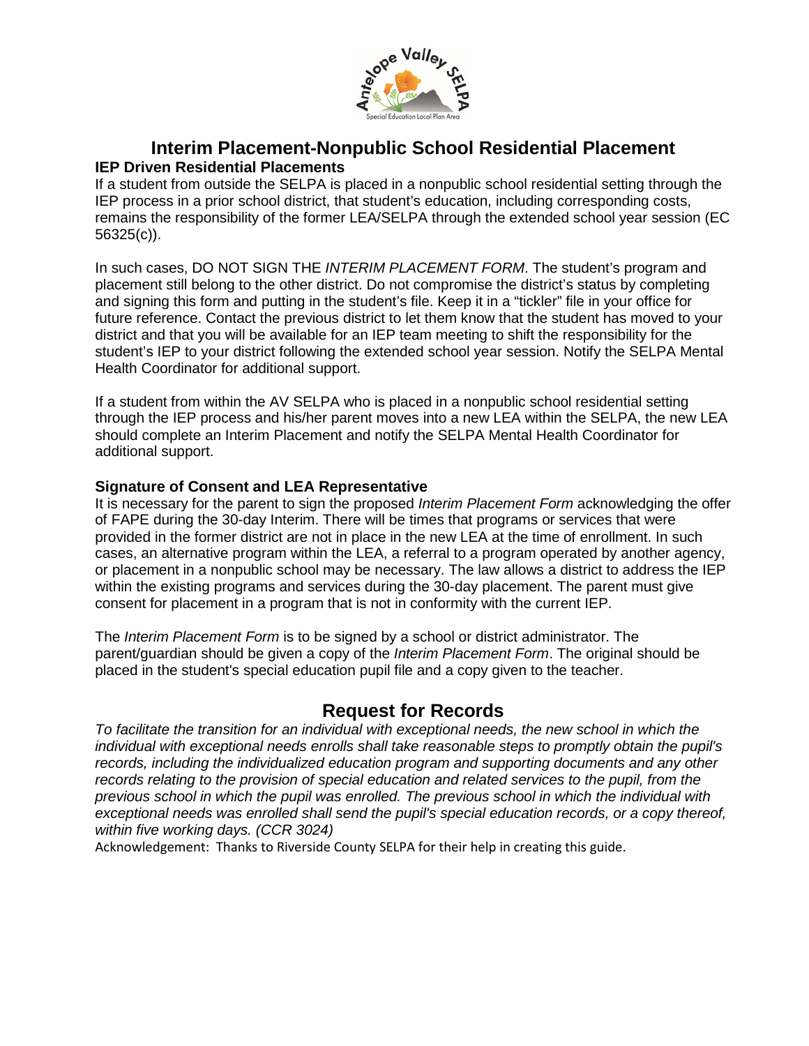# Interim Placement-Nonpublic School Residential Placement

**IEP Driven Residential Placements**

If a student from outside the SELPA is placed in a nonpublic school residential setting through the IEP process in a prior school district, that student's education, including corresponding costs, remains the responsibility of the former LEA/SELPA through the extended school year session (EC 56325(c)).

In such cases, DO NOT SIGN THE *INTERIM PLACEMENT FORM*. The student's program and placement still belong to the other district. Do not compromise the district's status by completing and signing this form and putting in the student's file. Keep it in a "tickler" file in your office for future reference. Contact the previous district to let them know that the student has moved to your district and that you will be available for an IEP team meeting to shift the responsibility for the student's IEP to your district following the extended school year session. Notify the SELPA Mental Health Coordinator for additional support.

If a student from within the AV SELPA who is placed in a nonpublic school residential setting through the IEP process and his/her parent moves into a new LEA within the SELPA, the new LEA should complete an Interim Placement and notify the SELPA Mental Health Coordinator for additional support.

**Signature of Consent and LEA Representative**

It is necessary for the parent to sign the proposed *Interim Placement Form* acknowledging the offer of FAPE during the 30-day Interim. There will be times that programs or services that were provided in the former district are not in place in the new LEA at the time of enrollment. In such cases, an alternative program within the LEA, a referral to a program operated by another agency, or placement in a nonpublic school may be necessary. The law allows a district to address the IEP within the existing programs and services during the 30-day placement. The parent must give consent for placement in a program that is not in conformity with the current IEP.

The *Interim Placement Form* is to be signed by a school or district administrator. The parent/guardian should be given a copy of the *Interim Placement Form*. The original should be placed in the student's special education pupil file and a copy given to the teacher.

## Request for Records

*To facilitate the transition for an individual with exceptional needs, the new school in which the individual with exceptional needs enrolls shall take reasonable steps to promptly obtain the pupil's records, including the individualized education program and supporting documents and any other records relating to the provision of special education and related services to the pupil, from the previous school in which the pupil was enrolled. The previous school in which the individual with exceptional needs was enrolled shall send the pupil's special education records, or a copy thereof, within five working days. (CCR 3024)*

Acknowledgement: Thanks to Riverside County SELPA for their help in creating this guide.